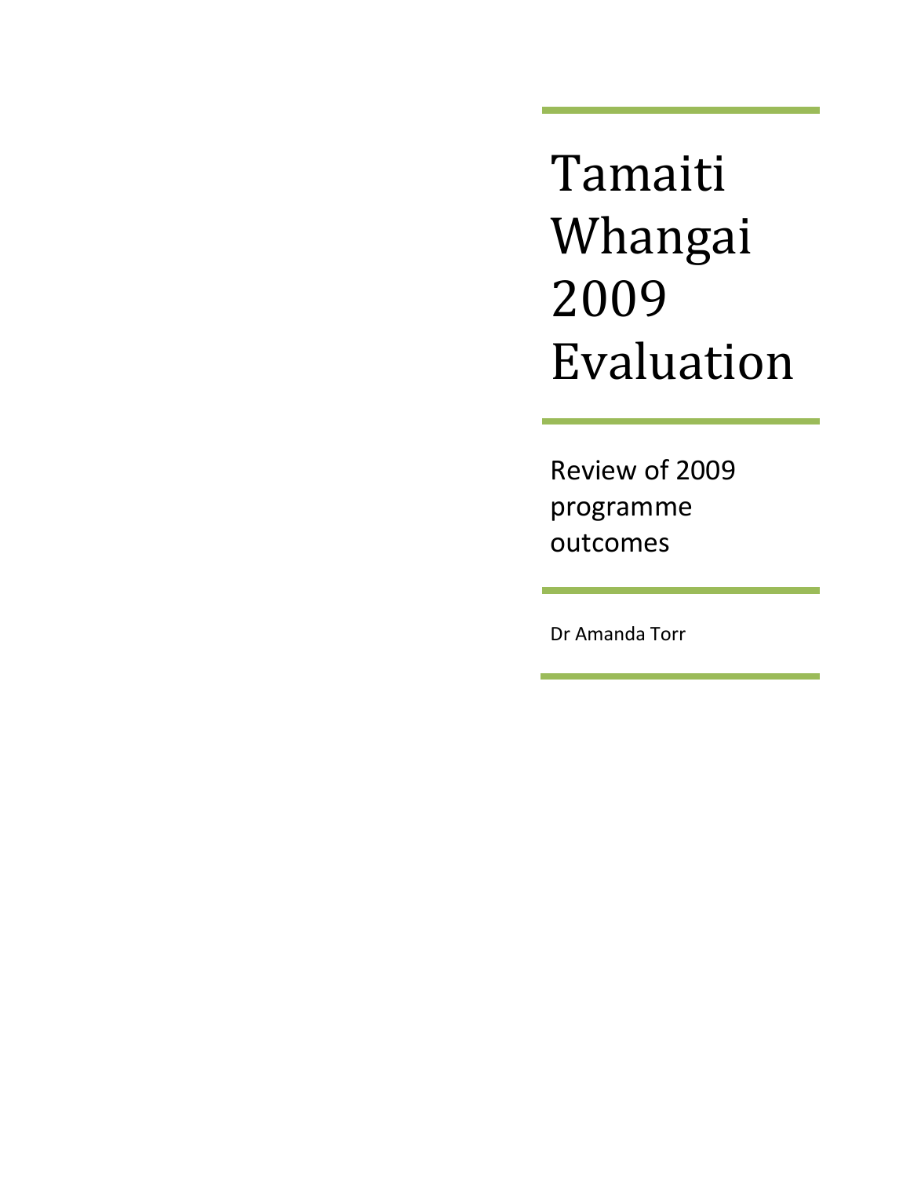# Tamaiti Whangai 2009 Evaluation

Review of 2009 programme outcomes

Dr Amanda Torr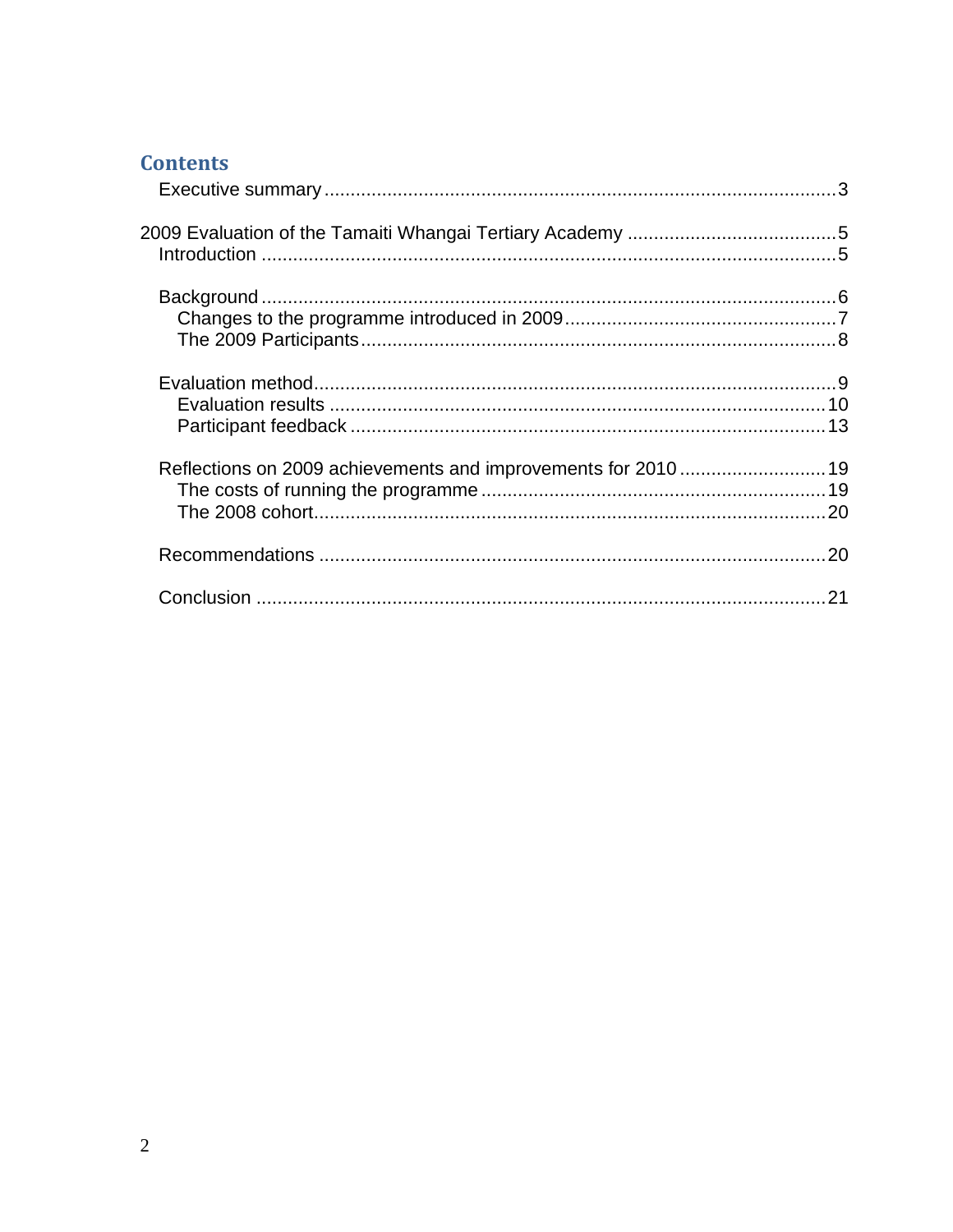## Contents

Executive summary ........................................................................................ 3

2009 Evaluation of the Tamaiti Whangai Tertiary Academy ........................................ 5
- Introduction ........................................................................................ 5

- Background ........................................................................................ 6
  - Changes to the programme introduced in 2009 ........................................ 7
  - The 2009 Participants ........................................................................ 8

- Evaluation method ................................................................................ 9
  - Evaluation results ............................................................................ 10
  - Participant feedback ........................................................................ 13

- Reflections on 2009 achievements and improvements for 2010 .......................... 19
  - The costs of running the programme ..................................................... 19
  - The 2008 cohort ................................................................................ 20

- Recommendations ................................................................................ 20

- Conclusion ........................................................................................ 21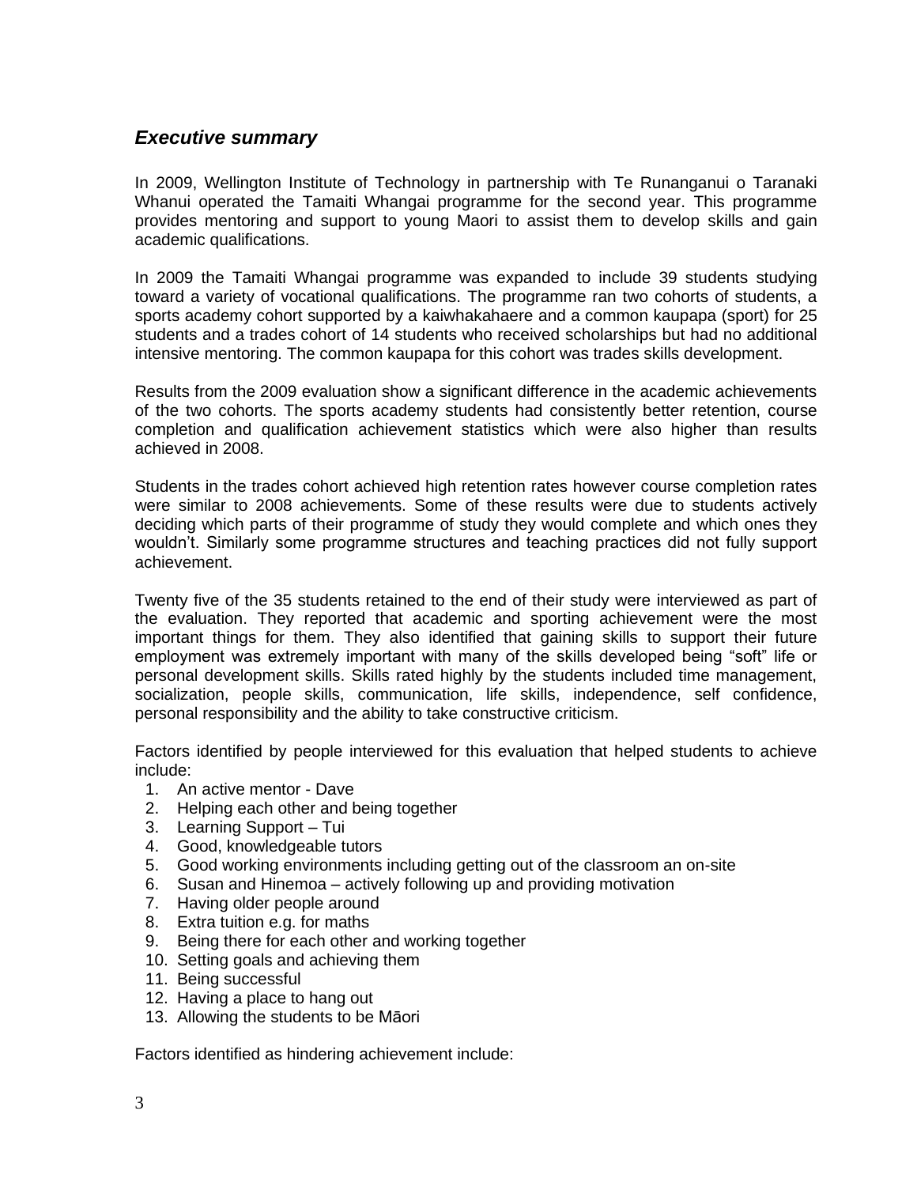## *Executive summary*

In 2009, Wellington Institute of Technology in partnership with Te Runanganui o Taranaki Whanui operated the Tamaiti Whangai programme for the second year. This programme provides mentoring and support to young Maori to assist them to develop skills and gain academic qualifications.

In 2009 the Tamaiti Whangai programme was expanded to include 39 students studying toward a variety of vocational qualifications. The programme ran two cohorts of students, a sports academy cohort supported by a kaiwhakahaere and a common kaupapa (sport) for 25 students and a trades cohort of 14 students who received scholarships but had no additional intensive mentoring. The common kaupapa for this cohort was trades skills development.

Results from the 2009 evaluation show a significant difference in the academic achievements of the two cohorts. The sports academy students had consistently better retention, course completion and qualification achievement statistics which were also higher than results achieved in 2008.

Students in the trades cohort achieved high retention rates however course completion rates were similar to 2008 achievements. Some of these results were due to students actively deciding which parts of their programme of study they would complete and which ones they wouldn't. Similarly some programme structures and teaching practices did not fully support achievement.

Twenty five of the 35 students retained to the end of their study were interviewed as part of the evaluation. They reported that academic and sporting achievement were the most important things for them. They also identified that gaining skills to support their future employment was extremely important with many of the skills developed being "soft" life or personal development skills. Skills rated highly by the students included time management, socialization, people skills, communication, life skills, independence, self confidence, personal responsibility and the ability to take constructive criticism.

Factors identified by people interviewed for this evaluation that helped students to achieve include:

1. An active mentor - Dave
2. Helping each other and being together
3. Learning Support – Tui
4. Good, knowledgeable tutors
5. Good working environments including getting out of the classroom an on-site
6. Susan and Hinemoa – actively following up and providing motivation
7. Having older people around
8. Extra tuition e.g. for maths
9. Being there for each other and working together
10. Setting goals and achieving them
11. Being successful
12. Having a place to hang out
13. Allowing the students to be Māori

Factors identified as hindering achievement include: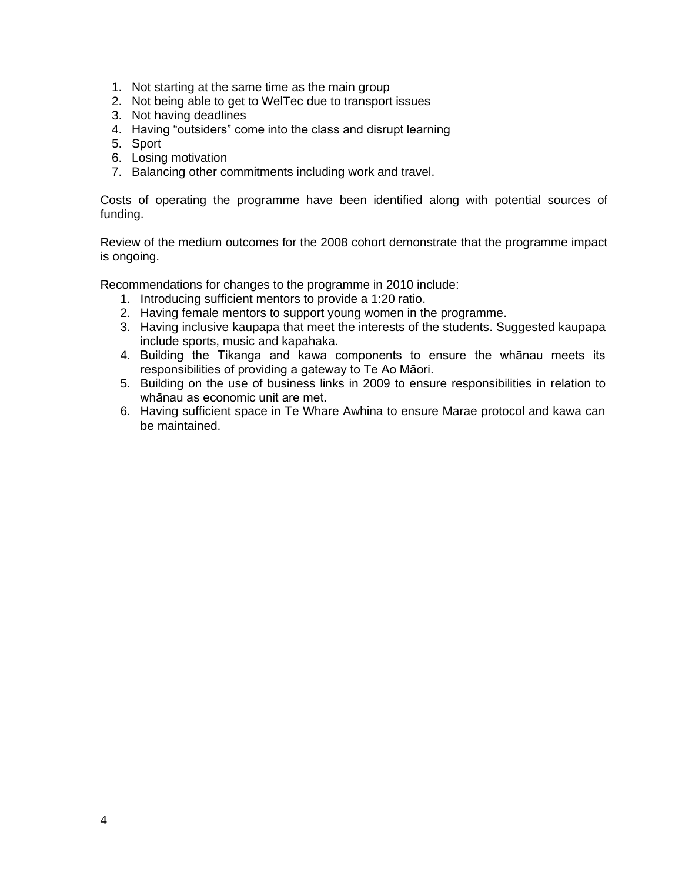1. Not starting at the same time as the main group
2. Not being able to get to WelTec due to transport issues
3. Not having deadlines
4. Having “outsiders” come into the class and disrupt learning
5. Sport
6. Losing motivation
7. Balancing other commitments including work and travel.

Costs of operating the programme have been identified along with potential sources of funding.

Review of the medium outcomes for the 2008 cohort demonstrate that the programme impact is ongoing.

Recommendations for changes to the programme in 2010 include:

1. Introducing sufficient mentors to provide a 1:20 ratio.
2. Having female mentors to support young women in the programme.
3. Having inclusive kaupapa that meet the interests of the students. Suggested kaupapa include sports, music and kapahaka.
4. Building the Tikanga and kawa components to ensure the whānau meets its responsibilities of providing a gateway to Te Ao Māori.
5. Building on the use of business links in 2009 to ensure responsibilities in relation to whānau as economic unit are met.
6. Having sufficient space in Te Whare Awhina to ensure Marae protocol and kawa can be maintained.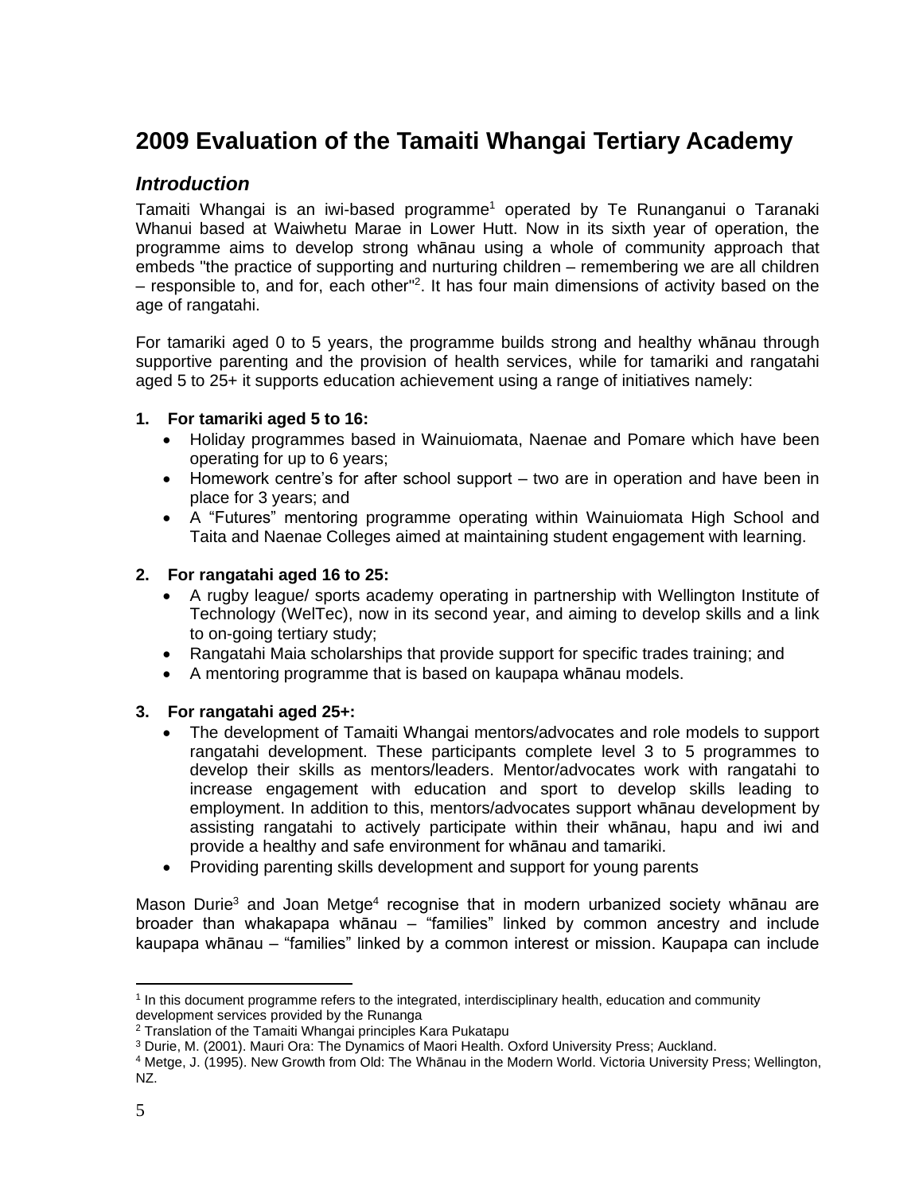# 2009 Evaluation of the Tamaiti Whangai Tertiary Academy

## *Introduction*

Tamaiti Whangai is an iwi-based programme[1] operated by Te Runanganui o Taranaki Whanui based at Waiwhetu Marae in Lower Hutt. Now in its sixth year of operation, the programme aims to develop strong whānau using a whole of community approach that embeds "the practice of supporting and nurturing children – remembering we are all children – responsible to, and for, each other"[2]. It has four main dimensions of activity based on the age of rangatahi.

For tamariki aged 0 to 5 years, the programme builds strong and healthy whānau through supportive parenting and the provision of health services, while for tamariki and rangatahi aged 5 to 25+ it supports education achievement using a range of initiatives namely:

1. **For tamariki aged 5 to 16:**
   - Holiday programmes based in Wainuiomata, Naenae and Pomare which have been operating for up to 6 years;
   - Homework centre's for after school support – two are in operation and have been in place for 3 years; and
   - A "Futures" mentoring programme operating within Wainuiomata High School and Taita and Naenae Colleges aimed at maintaining student engagement with learning.

2. **For rangatahi aged 16 to 25:**
   - A rugby league/ sports academy operating in partnership with Wellington Institute of Technology (WelTec), now in its second year, and aiming to develop skills and a link to on-going tertiary study;
   - Rangatahi Maia scholarships that provide support for specific trades training; and
   - A mentoring programme that is based on kaupapa whānau models.

3. **For rangatahi aged 25+:**
   - The development of Tamaiti Whangai mentors/advocates and role models to support rangatahi development. These participants complete level 3 to 5 programmes to develop their skills as mentors/leaders. Mentor/advocates work with rangatahi to increase engagement with education and sport to develop skills leading to employment. In addition to this, mentors/advocates support whānau development by assisting rangatahi to actively participate within their whānau, hapu and iwi and provide a healthy and safe environment for whānau and tamariki.
   - Providing parenting skills development and support for young parents

Mason Durie[3] and Joan Metge[4] recognise that in modern urbanized society whānau are broader than whakapapa whānau – "families" linked by common ancestry and include kaupapa whānau – "families" linked by a common interest or mission. Kaupapa can include

---

[1] In this document programme refers to the integrated, interdisciplinary health, education and community development services provided by the Runanga

[2] Translation of the Tamaiti Whangai principles Kara Pukatapu

[3] Durie, M. (2001). Mauri Ora: The Dynamics of Maori Health. Oxford University Press; Auckland.

[4] Metge, J. (1995). New Growth from Old: The Whānau in the Modern World. Victoria University Press; Wellington, NZ.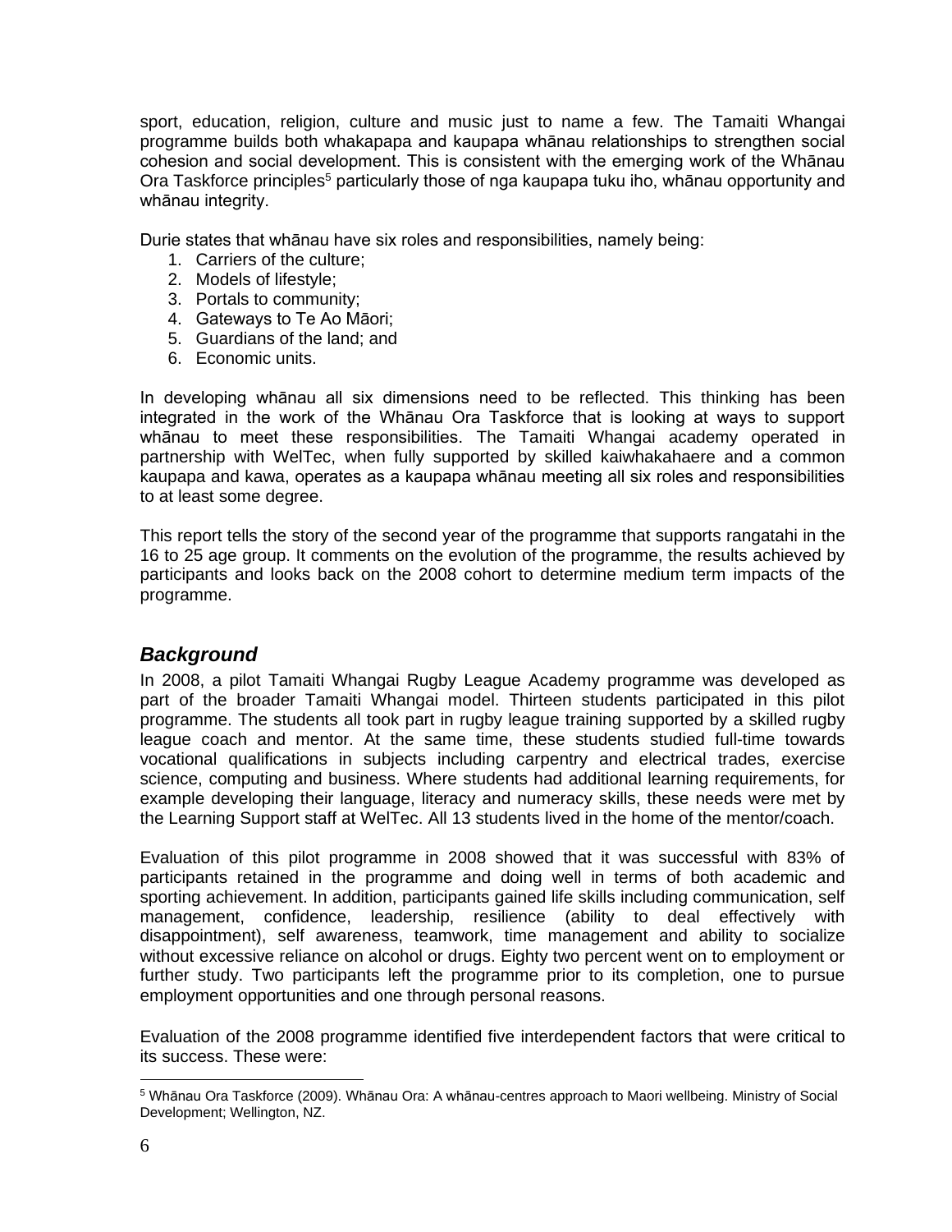sport, education, religion, culture and music just to name a few. The Tamaiti Whangai programme builds both whakapapa and kaupapa whānau relationships to strengthen social cohesion and social development. This is consistent with the emerging work of the Whānau Ora Taskforce principles[5] particularly those of nga kaupapa tuku iho, whānau opportunity and whānau integrity.

Durie states that whānau have six roles and responsibilities, namely being:

1. Carriers of the culture;
2. Models of lifestyle;
3. Portals to community;
4. Gateways to Te Ao Māori;
5. Guardians of the land; and
6. Economic units.

In developing whānau all six dimensions need to be reflected. This thinking has been integrated in the work of the Whānau Ora Taskforce that is looking at ways to support whānau to meet these responsibilities. The Tamaiti Whangai academy operated in partnership with WelTec, when fully supported by skilled kaiwhakahaere and a common kaupapa and kawa, operates as a kaupapa whānau meeting all six roles and responsibilities to at least some degree.

This report tells the story of the second year of the programme that supports rangatahi in the 16 to 25 age group. It comments on the evolution of the programme, the results achieved by participants and looks back on the 2008 cohort to determine medium term impacts of the programme.

## ***Background***

In 2008, a pilot Tamaiti Whangai Rugby League Academy programme was developed as part of the broader Tamaiti Whangai model. Thirteen students participated in this pilot programme. The students all took part in rugby league training supported by a skilled rugby league coach and mentor. At the same time, these students studied full-time towards vocational qualifications in subjects including carpentry and electrical trades, exercise science, computing and business. Where students had additional learning requirements, for example developing their language, literacy and numeracy skills, these needs were met by the Learning Support staff at WelTec. All 13 students lived in the home of the mentor/coach.

Evaluation of this pilot programme in 2008 showed that it was successful with 83% of participants retained in the programme and doing well in terms of both academic and sporting achievement. In addition, participants gained life skills including communication, self management, confidence, leadership, resilience (ability to deal effectively with disappointment), self awareness, teamwork, time management and ability to socialize without excessive reliance on alcohol or drugs. Eighty two percent went on to employment or further study. Two participants left the programme prior to its completion, one to pursue employment opportunities and one through personal reasons.

Evaluation of the 2008 programme identified five interdependent factors that were critical to its success. These were:

---

[5] Whānau Ora Taskforce (2009). Whānau Ora: A whānau-centres approach to Maori wellbeing. Ministry of Social Development; Wellington, NZ.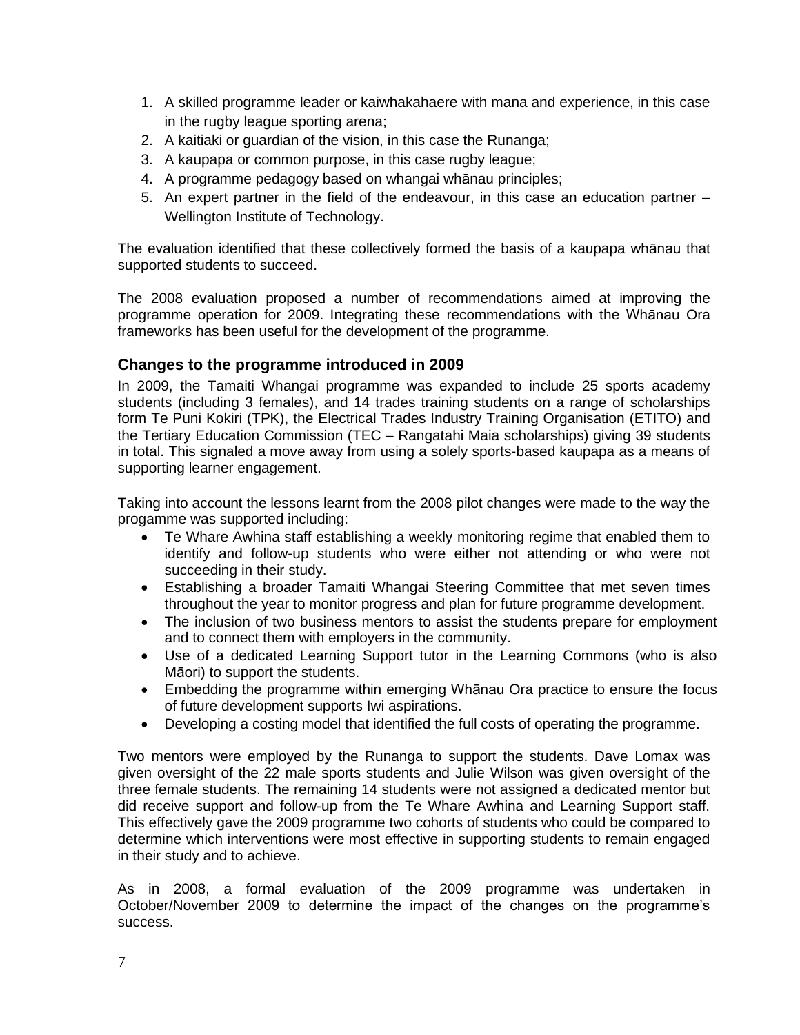1. A skilled programme leader or kaiwhakahaere with mana and experience, in this case in the rugby league sporting arena;
2. A kaitiaki or guardian of the vision, in this case the Runanga;
3. A kaupapa or common purpose, in this case rugby league;
4. A programme pedagogy based on whangai whānau principles;
5. An expert partner in the field of the endeavour, in this case an education partner – Wellington Institute of Technology.

The evaluation identified that these collectively formed the basis of a kaupapa whānau that supported students to succeed.

The 2008 evaluation proposed a number of recommendations aimed at improving the programme operation for 2009. Integrating these recommendations with the Whānau Ora frameworks has been useful for the development of the programme.

### Changes to the programme introduced in 2009

In 2009, the Tamaiti Whangai programme was expanded to include 25 sports academy students (including 3 females), and 14 trades training students on a range of scholarships form Te Puni Kokiri (TPK), the Electrical Trades Industry Training Organisation (ETITO) and the Tertiary Education Commission (TEC – Rangatahi Maia scholarships) giving 39 students in total. This signaled a move away from using a solely sports-based kaupapa as a means of supporting learner engagement.

Taking into account the lessons learnt from the 2008 pilot changes were made to the way the progamme was supported including:

- Te Whare Awhina staff establishing a weekly monitoring regime that enabled them to identify and follow-up students who were either not attending or who were not succeeding in their study.
- Establishing a broader Tamaiti Whangai Steering Committee that met seven times throughout the year to monitor progress and plan for future programme development.
- The inclusion of two business mentors to assist the students prepare for employment and to connect them with employers in the community.
- Use of a dedicated Learning Support tutor in the Learning Commons (who is also Māori) to support the students.
- Embedding the programme within emerging Whānau Ora practice to ensure the focus of future development supports Iwi aspirations.
- Developing a costing model that identified the full costs of operating the programme.

Two mentors were employed by the Runanga to support the students. Dave Lomax was given oversight of the 22 male sports students and Julie Wilson was given oversight of the three female students. The remaining 14 students were not assigned a dedicated mentor but did receive support and follow-up from the Te Whare Awhina and Learning Support staff. This effectively gave the 2009 programme two cohorts of students who could be compared to determine which interventions were most effective in supporting students to remain engaged in their study and to achieve.

As in 2008, a formal evaluation of the 2009 programme was undertaken in October/November 2009 to determine the impact of the changes on the programme's success.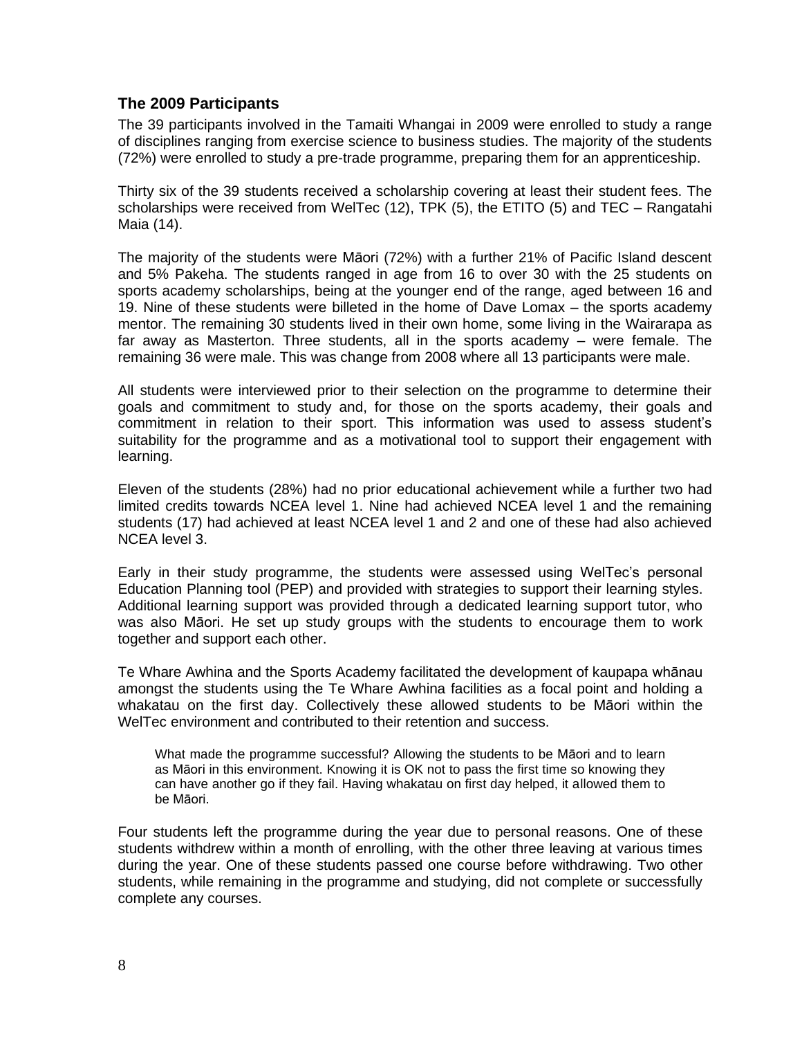### The 2009 Participants

The 39 participants involved in the Tamaiti Whangai in 2009 were enrolled to study a range of disciplines ranging from exercise science to business studies. The majority of the students (72%) were enrolled to study a pre-trade programme, preparing them for an apprenticeship.

Thirty six of the 39 students received a scholarship covering at least their student fees. The scholarships were received from WelTec (12), TPK (5), the ETITO (5) and TEC – Rangatahi Maia (14).

The majority of the students were Māori (72%) with a further 21% of Pacific Island descent and 5% Pakeha. The students ranged in age from 16 to over 30 with the 25 students on sports academy scholarships, being at the younger end of the range, aged between 16 and 19. Nine of these students were billeted in the home of Dave Lomax – the sports academy mentor. The remaining 30 students lived in their own home, some living in the Wairarapa as far away as Masterton. Three students, all in the sports academy – were female. The remaining 36 were male. This was change from 2008 where all 13 participants were male.

All students were interviewed prior to their selection on the programme to determine their goals and commitment to study and, for those on the sports academy, their goals and commitment in relation to their sport. This information was used to assess student's suitability for the programme and as a motivational tool to support their engagement with learning.

Eleven of the students (28%) had no prior educational achievement while a further two had limited credits towards NCEA level 1. Nine had achieved NCEA level 1 and the remaining students (17) had achieved at least NCEA level 1 and 2 and one of these had also achieved NCEA level 3.

Early in their study programme, the students were assessed using WelTec's personal Education Planning tool (PEP) and provided with strategies to support their learning styles. Additional learning support was provided through a dedicated learning support tutor, who was also Māori. He set up study groups with the students to encourage them to work together and support each other.

Te Whare Awhina and the Sports Academy facilitated the development of kaupapa whānau amongst the students using the Te Whare Awhina facilities as a focal point and holding a whakatau on the first day. Collectively these allowed students to be Māori within the WelTec environment and contributed to their retention and success.

> What made the programme successful? Allowing the students to be Māori and to learn as Māori in this environment. Knowing it is OK not to pass the first time so knowing they can have another go if they fail. Having whakatau on first day helped, it allowed them to be Māori.

Four students left the programme during the year due to personal reasons. One of these students withdrew within a month of enrolling, with the other three leaving at various times during the year. One of these students passed one course before withdrawing. Two other students, while remaining in the programme and studying, did not complete or successfully complete any courses.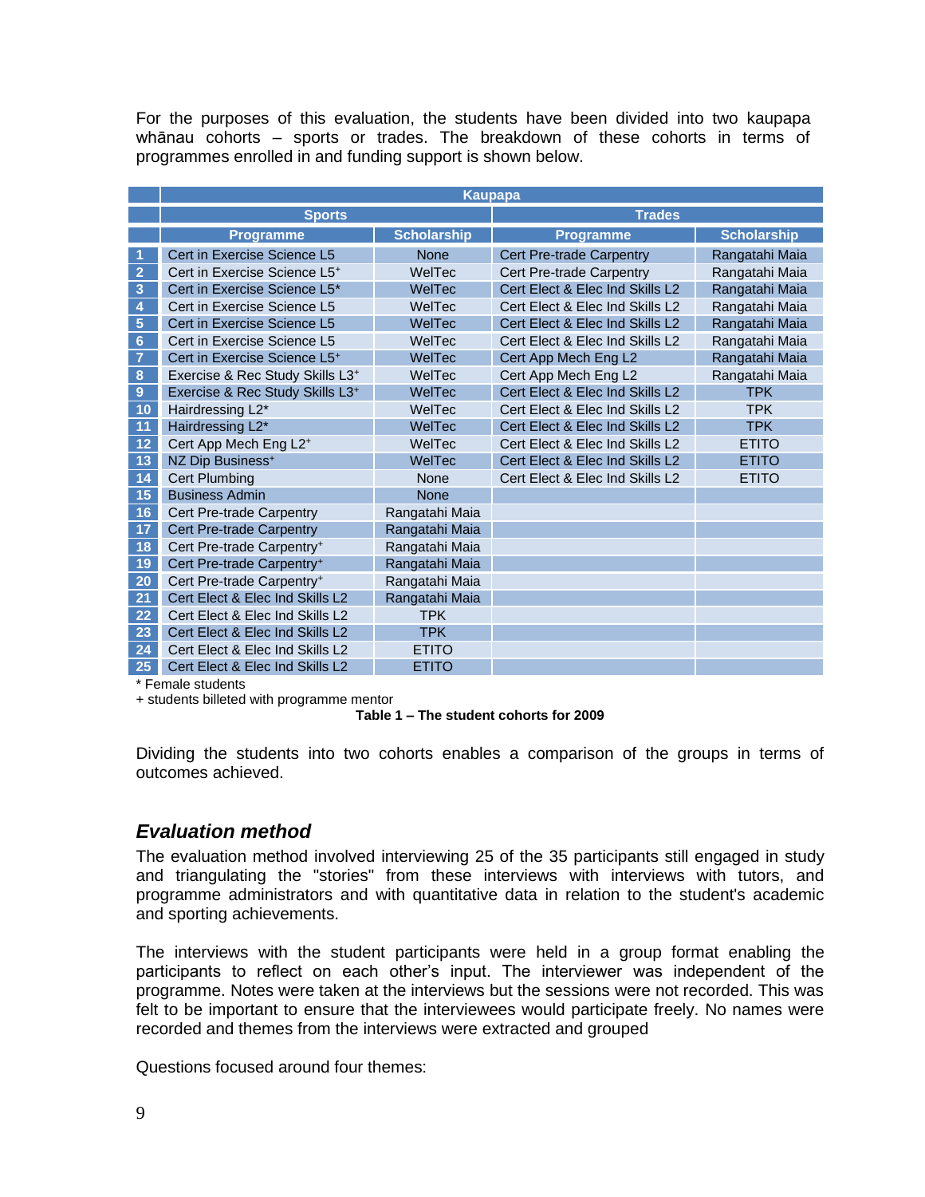For the purposes of this evaluation, the students have been divided into two kaupapa whānau cohorts – sports or trades. The breakdown of these cohorts in terms of programmes enrolled in and funding support is shown below.

| | Kaupapa | | | |
|---|---|---|---|---|
| | Sports | | Trades | |
| | Programme | Scholarship | Programme | Scholarship |
| 1 | Cert in Exercise Science L5 | None | Cert Pre-trade Carpentry | Rangatahi Maia |
| 2 | Cert in Exercise Science L5+ | WelTec | Cert Pre-trade Carpentry | Rangatahi Maia |
| 3 | Cert in Exercise Science L5* | WelTec | Cert Elect & Elec Ind Skills L2 | Rangatahi Maia |
| 4 | Cert in Exercise Science L5 | WelTec | Cert Elect & Elec Ind Skills L2 | Rangatahi Maia |
| 5 | Cert in Exercise Science L5 | WelTec | Cert Elect & Elec Ind Skills L2 | Rangatahi Maia |
| 6 | Cert in Exercise Science L5 | WelTec | Cert Elect & Elec Ind Skills L2 | Rangatahi Maia |
| 7 | Cert in Exercise Science L5+ | WelTec | Cert App Mech Eng L2 | Rangatahi Maia |
| 8 | Exercise & Rec Study Skills L3+ | WelTec | Cert App Mech Eng L2 | Rangatahi Maia |
| 9 | Exercise & Rec Study Skills L3+ | WelTec | Cert Elect & Elec Ind Skills L2 | TPK |
| 10 | Hairdressing L2* | WelTec | Cert Elect & Elec Ind Skills L2 | TPK |
| 11 | Hairdressing L2* | WelTec | Cert Elect & Elec Ind Skills L2 | TPK |
| 12 | Cert App Mech Eng L2+ | WelTec | Cert Elect & Elec Ind Skills L2 | ETITO |
| 13 | NZ Dip Business+ | WelTec | Cert Elect & Elec Ind Skills L2 | ETITO |
| 14 | Cert Plumbing | None | Cert Elect & Elec Ind Skills L2 | ETITO |
| 15 | Business Admin | None | | |
| 16 | Cert Pre-trade Carpentry | Rangatahi Maia | | |
| 17 | Cert Pre-trade Carpentry | Rangatahi Maia | | |
| 18 | Cert Pre-trade Carpentry+ | Rangatahi Maia | | |
| 19 | Cert Pre-trade Carpentry+ | Rangatahi Maia | | |
| 20 | Cert Pre-trade Carpentry+ | Rangatahi Maia | | |
| 21 | Cert Elect & Elec Ind Skills L2 | Rangatahi Maia | | |
| 22 | Cert Elect & Elec Ind Skills L2 | TPK | | |
| 23 | Cert Elect & Elec Ind Skills L2 | TPK | | |
| 24 | Cert Elect & Elec Ind Skills L2 | ETITO | | |
| 25 | Cert Elect & Elec Ind Skills L2 | ETITO | | |

\* Female students
+ students billeted with programme mentor

**Table 1 – The student cohorts for 2009**

Dividing the students into two cohorts enables a comparison of the groups in terms of outcomes achieved.

## *Evaluation method*

The evaluation method involved interviewing 25 of the 35 participants still engaged in study and triangulating the "stories" from these interviews with interviews with tutors, and programme administrators and with quantitative data in relation to the student's academic and sporting achievements.

The interviews with the student participants were held in a group format enabling the participants to reflect on each other's input. The interviewer was independent of the programme. Notes were taken at the interviews but the sessions were not recorded. This was felt to be important to ensure that the interviewees would participate freely. No names were recorded and themes from the interviews were extracted and grouped

Questions focused around four themes: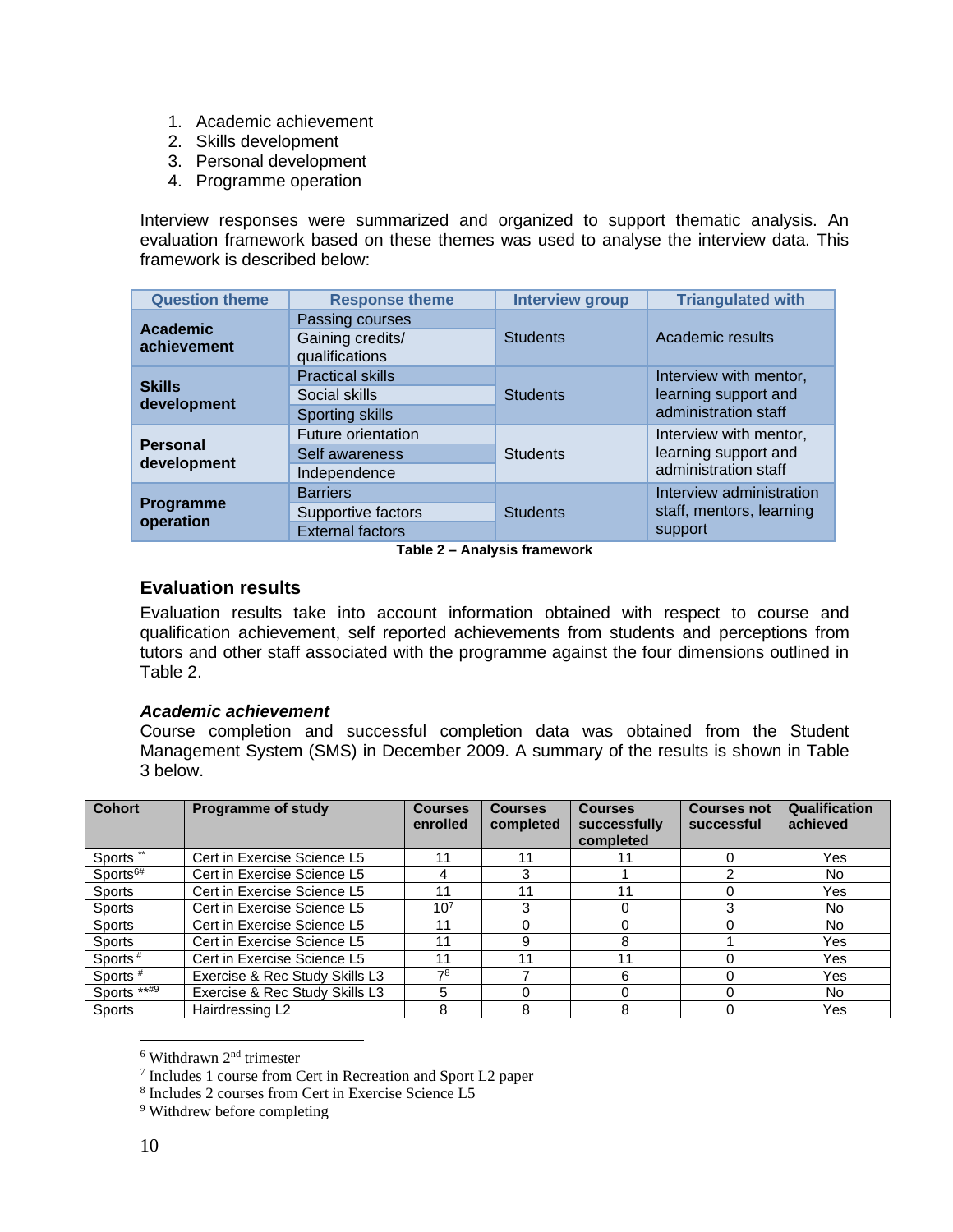1. Academic achievement
2. Skills development
3. Personal development
4. Programme operation

Interview responses were summarized and organized to support thematic analysis. An evaluation framework based on these themes was used to analyse the interview data. This framework is described below:

| Question theme | Response theme | Interview group | Triangulated with |
|---|---|---|---|
| **Academic achievement** | Passing courses | Students | Academic results |
| | Gaining credits/ qualifications | | |
| **Skills development** | Practical skills | Students | Interview with mentor, learning support and administration staff |
| | Social skills | | |
| | Sporting skills | | |
| **Personal development** | Future orientation | Students | Interview with mentor, learning support and administration staff |
| | Self awareness | | |
| | Independence | | |
| **Programme operation** | Barriers | Students | Interview administration staff, mentors, learning support |
| | Supportive factors | | |
| | External factors | | |

**Table 2 – Analysis framework**

## Evaluation results

Evaluation results take into account information obtained with respect to course and qualification achievement, self reported achievements from students and perceptions from tutors and other staff associated with the programme against the four dimensions outlined in Table 2.

### *Academic achievement*

Course completion and successful completion data was obtained from the Student Management System (SMS) in December 2009. A summary of the results is shown in Table 3 below.

| Cohort | Programme of study | Courses enrolled | Courses completed | Courses successfully completed | Courses not successful | Qualification achieved |
|---|---|---|---|---|---|---|
| Sports ** | Cert in Exercise Science L5 | 11 | 11 | 11 | 0 | Yes |
| Sports[6]# | Cert in Exercise Science L5 | 4 | 3 | 1 | 2 | No |
| Sports | Cert in Exercise Science L5 | 11 | 11 | 11 | 0 | Yes |
| Sports | Cert in Exercise Science L5 | 10[7] | 3 | 0 | 3 | No |
| Sports | Cert in Exercise Science L5 | 11 | 0 | 0 | 0 | No |
| Sports | Cert in Exercise Science L5 | 11 | 9 | 8 | 1 | Yes |
| Sports # | Cert in Exercise Science L5 | 11 | 11 | 11 | 0 | Yes |
| Sports # | Exercise & Rec Study Skills L3 | 7[8] | 7 | 6 | 0 | Yes |
| Sports **#9 | Exercise & Rec Study Skills L3 | 5 | 0 | 0 | 0 | No |
| Sports | Hairdressing L2 | 8 | 8 | 8 | 0 | Yes |

[6] Withdrawn 2nd trimester
[7] Includes 1 course from Cert in Recreation and Sport L2 paper
[8] Includes 2 courses from Cert in Exercise Science L5
[9] Withdrew before completing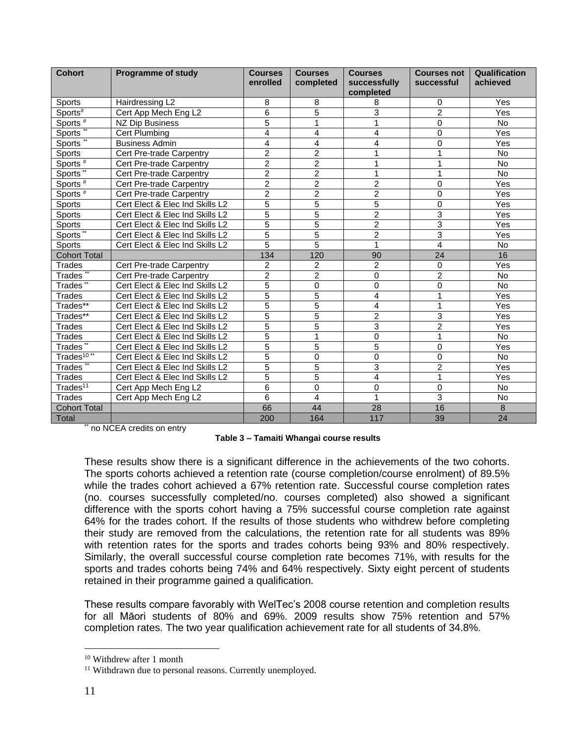| Cohort | Programme of study | Courses enrolled | Courses completed | Courses successfully completed | Courses not successful | Qualification achieved |
|---|---|---|---|---|---|---|
| Sports | Hairdressing L2 | 8 | 8 | 8 | 0 | Yes |
| Sports# | Cert App Mech Eng L2 | 6 | 5 | 3 | 2 | Yes |
| Sports # | NZ Dip Business | 5 | 1 | 1 | 0 | No |
| Sports ** | Cert Plumbing | 4 | 4 | 4 | 0 | Yes |
| Sports ** | Business Admin | 4 | 4 | 4 | 0 | Yes |
| Sports | Cert Pre-trade Carpentry | 2 | 2 | 1 | 1 | No |
| Sports # | Cert Pre-trade Carpentry | 2 | 2 | 1 | 1 | No |
| Sports ** | Cert Pre-trade Carpentry | 2 | 2 | 1 | 1 | No |
| Sports # | Cert Pre-trade Carpentry | 2 | 2 | 2 | 0 | Yes |
| Sports # | Cert Pre-trade Carpentry | 2 | 2 | 2 | 0 | Yes |
| Sports | Cert Elect & Elec Ind Skills L2 | 5 | 5 | 5 | 0 | Yes |
| Sports | Cert Elect & Elec Ind Skills L2 | 5 | 5 | 2 | 3 | Yes |
| Sports | Cert Elect & Elec Ind Skills L2 | 5 | 5 | 2 | 3 | Yes |
| Sports ** | Cert Elect & Elec Ind Skills L2 | 5 | 5 | 2 | 3 | Yes |
| Sports | Cert Elect & Elec Ind Skills L2 | 5 | 5 | 1 | 4 | No |
| Cohort Total | | 134 | 120 | 90 | 24 | 16 |
| Trades | Cert Pre-trade Carpentry | 2 | 2 | 2 | 0 | Yes |
| Trades ** | Cert Pre-trade Carpentry | 2 | 2 | 0 | 2 | No |
| Trades ** | Cert Elect & Elec Ind Skills L2 | 5 | 0 | 0 | 0 | No |
| Trades | Cert Elect & Elec Ind Skills L2 | 5 | 5 | 4 | 1 | Yes |
| Trades** | Cert Elect & Elec Ind Skills L2 | 5 | 5 | 4 | 1 | Yes |
| Trades** | Cert Elect & Elec Ind Skills L2 | 5 | 5 | 2 | 3 | Yes |
| Trades | Cert Elect & Elec Ind Skills L2 | 5 | 5 | 3 | 2 | Yes |
| Trades | Cert Elect & Elec Ind Skills L2 | 5 | 1 | 0 | 1 | No |
| Trades ** | Cert Elect & Elec Ind Skills L2 | 5 | 5 | 5 | 0 | Yes |
| Trades[10] ** | Cert Elect & Elec Ind Skills L2 | 5 | 0 | 0 | 0 | No |
| Trades ** | Cert Elect & Elec Ind Skills L2 | 5 | 5 | 3 | 2 | Yes |
| Trades | Cert Elect & Elec Ind Skills L2 | 5 | 5 | 4 | 1 | Yes |
| Trades[11] | Cert App Mech Eng L2 | 6 | 0 | 0 | 0 | No |
| Trades | Cert App Mech Eng L2 | 6 | 4 | 1 | 3 | No |
| Cohort Total | | 66 | 44 | 28 | 16 | 8 |
| Total | | 200 | 164 | 117 | 39 | 24 |

** no NCEA credits on entry

**Table 3 – Tamaiti Whangai course results**

These results show there is a significant difference in the achievements of the two cohorts. The sports cohorts achieved a retention rate (course completion/course enrolment) of 89.5% while the trades cohort achieved a 67% retention rate. Successful course completion rates (no. courses successfully completed/no. courses completed) also showed a significant difference with the sports cohort having a 75% successful course completion rate against 64% for the trades cohort. If the results of those students who withdrew before completing their study are removed from the calculations, the retention rate for all students was 89% with retention rates for the sports and trades cohorts being 93% and 80% respectively. Similarly, the overall successful course completion rate becomes 71%, with results for the sports and trades cohorts being 74% and 64% respectively. Sixty eight percent of students retained in their programme gained a qualification.

These results compare favorably with WelTec's 2008 course retention and completion results for all Māori students of 80% and 69%. 2009 results show 75% retention and 57% completion rates. The two year qualification achievement rate for all students of 34.8%.

[10] Withdrew after 1 month

[11] Withdrawn due to personal reasons. Currently unemployed.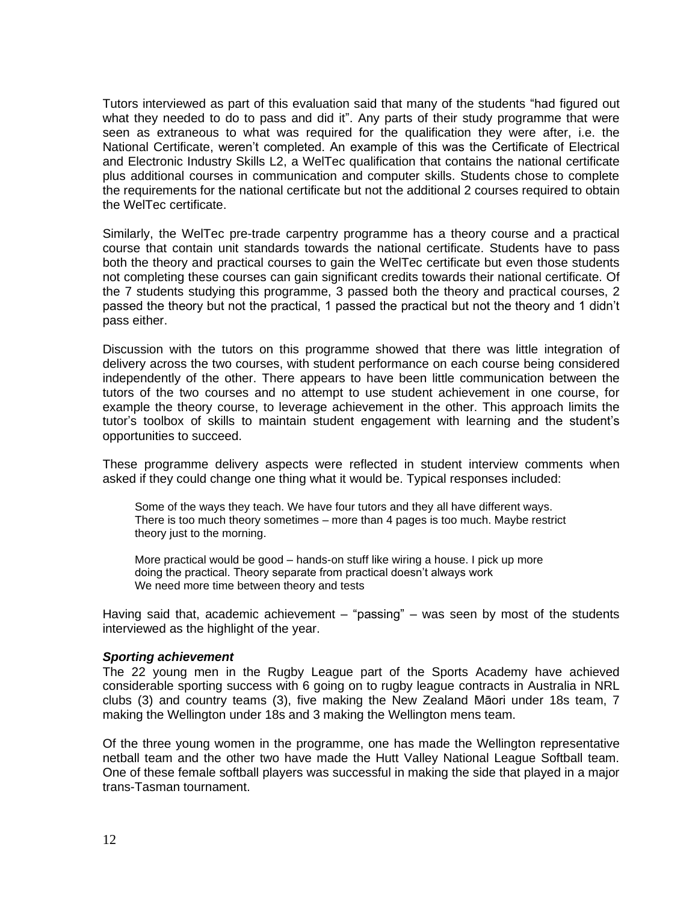Tutors interviewed as part of this evaluation said that many of the students "had figured out what they needed to do to pass and did it". Any parts of their study programme that were seen as extraneous to what was required for the qualification they were after, i.e. the National Certificate, weren't completed. An example of this was the Certificate of Electrical and Electronic Industry Skills L2, a WelTec qualification that contains the national certificate plus additional courses in communication and computer skills. Students chose to complete the requirements for the national certificate but not the additional 2 courses required to obtain the WelTec certificate.

Similarly, the WelTec pre-trade carpentry programme has a theory course and a practical course that contain unit standards towards the national certificate. Students have to pass both the theory and practical courses to gain the WelTec certificate but even those students not completing these courses can gain significant credits towards their national certificate. Of the 7 students studying this programme, 3 passed both the theory and practical courses, 2 passed the theory but not the practical, 1 passed the practical but not the theory and 1 didn't pass either.

Discussion with the tutors on this programme showed that there was little integration of delivery across the two courses, with student performance on each course being considered independently of the other. There appears to have been little communication between the tutors of the two courses and no attempt to use student achievement in one course, for example the theory course, to leverage achievement in the other. This approach limits the tutor's toolbox of skills to maintain student engagement with learning and the student's opportunities to succeed.

These programme delivery aspects were reflected in student interview comments when asked if they could change one thing what it would be. Typical responses included:

> Some of the ways they teach. We have four tutors and they all have different ways. There is too much theory sometimes – more than 4 pages is too much. Maybe restrict theory just to the morning.
>
> More practical would be good – hands-on stuff like wiring a house. I pick up more doing the practical. Theory separate from practical doesn't always work
> We need more time between theory and tests

Having said that, academic achievement – "passing" – was seen by most of the students interviewed as the highlight of the year.

***Sporting achievement***

The 22 young men in the Rugby League part of the Sports Academy have achieved considerable sporting success with 6 going on to rugby league contracts in Australia in NRL clubs (3) and country teams (3), five making the New Zealand Māori under 18s team, 7 making the Wellington under 18s and 3 making the Wellington mens team.

Of the three young women in the programme, one has made the Wellington representative netball team and the other two have made the Hutt Valley National League Softball team. One of these female softball players was successful in making the side that played in a major trans-Tasman tournament.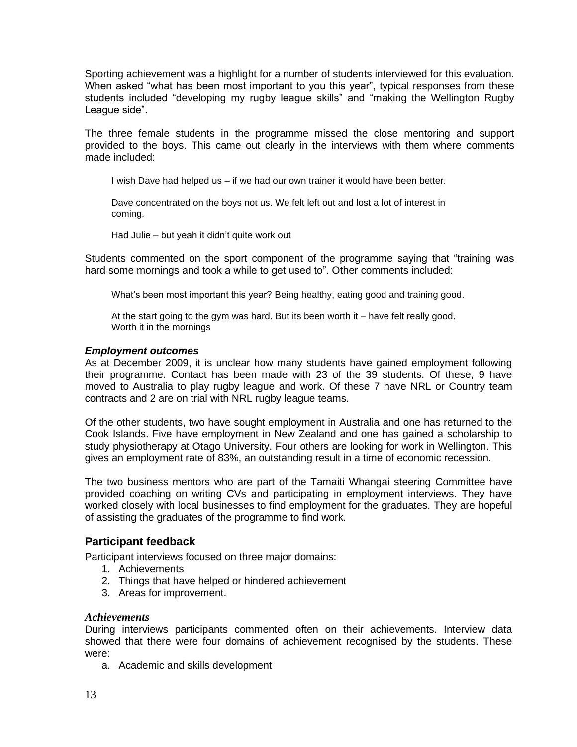Sporting achievement was a highlight for a number of students interviewed for this evaluation. When asked "what has been most important to you this year", typical responses from these students included "developing my rugby league skills" and "making the Wellington Rugby League side".

The three female students in the programme missed the close mentoring and support provided to the boys. This came out clearly in the interviews with them where comments made included:

> I wish Dave had helped us – if we had our own trainer it would have been better.
>
> Dave concentrated on the boys not us. We felt left out and lost a lot of interest in coming.
>
> Had Julie – but yeah it didn't quite work out

Students commented on the sport component of the programme saying that "training was hard some mornings and took a while to get used to". Other comments included:

> What's been most important this year? Being healthy, eating good and training good.
>
> At the start going to the gym was hard. But its been worth it – have felt really good. Worth it in the mornings

#### *Employment outcomes*

As at December 2009, it is unclear how many students have gained employment following their programme. Contact has been made with 23 of the 39 students. Of these, 9 have moved to Australia to play rugby league and work. Of these 7 have NRL or Country team contracts and 2 are on trial with NRL rugby league teams.

Of the other students, two have sought employment in Australia and one has returned to the Cook Islands. Five have employment in New Zealand and one has gained a scholarship to study physiotherapy at Otago University. Four others are looking for work in Wellington. This gives an employment rate of 83%, an outstanding result in a time of economic recession.

The two business mentors who are part of the Tamaiti Whangai steering Committee have provided coaching on writing CVs and participating in employment interviews. They have worked closely with local businesses to find employment for the graduates. They are hopeful of assisting the graduates of the programme to find work.

### Participant feedback

Participant interviews focused on three major domains:

1. Achievements
2. Things that have helped or hindered achievement
3. Areas for improvement.

#### *Achievements*

During interviews participants commented often on their achievements. Interview data showed that there were four domains of achievement recognised by the students. These were:

a. Academic and skills development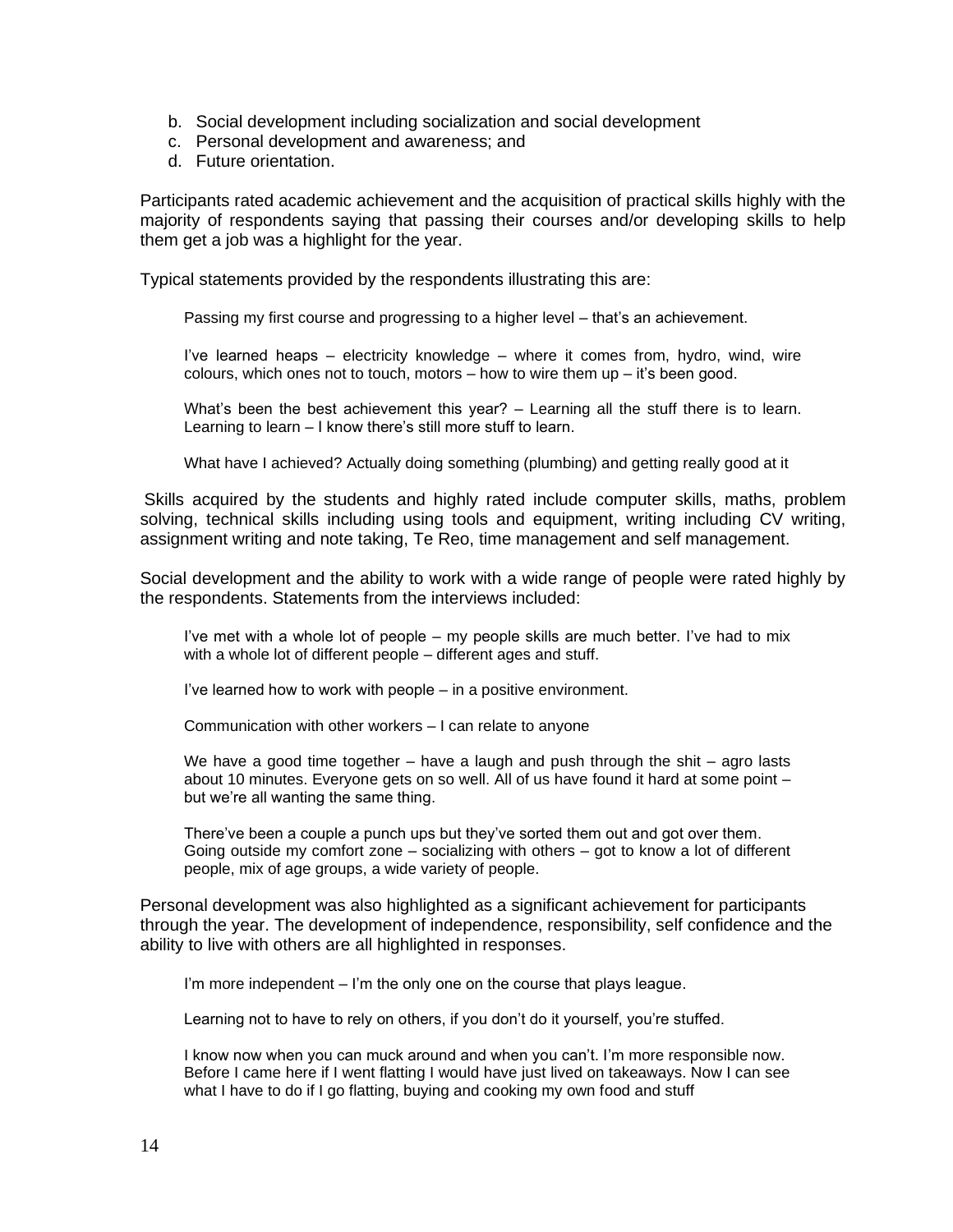b. Social development including socialization and social development
c. Personal development and awareness; and
d. Future orientation.

Participants rated academic achievement and the acquisition of practical skills highly with the majority of respondents saying that passing their courses and/or developing skills to help them get a job was a highlight for the year.

Typical statements provided by the respondents illustrating this are:

> Passing my first course and progressing to a higher level – that's an achievement.
>
> I've learned heaps – electricity knowledge – where it comes from, hydro, wind, wire colours, which ones not to touch, motors – how to wire them up – it's been good.
>
> What's been the best achievement this year? – Learning all the stuff there is to learn. Learning to learn – I know there's still more stuff to learn.
>
> What have I achieved? Actually doing something (plumbing) and getting really good at it

Skills acquired by the students and highly rated include computer skills, maths, problem solving, technical skills including using tools and equipment, writing including CV writing, assignment writing and note taking, Te Reo, time management and self management.

Social development and the ability to work with a wide range of people were rated highly by the respondents. Statements from the interviews included:

> I've met with a whole lot of people – my people skills are much better. I've had to mix with a whole lot of different people – different ages and stuff.
>
> I've learned how to work with people – in a positive environment.
>
> Communication with other workers – I can relate to anyone
>
> We have a good time together – have a laugh and push through the shit – agro lasts about 10 minutes. Everyone gets on so well. All of us have found it hard at some point – but we're all wanting the same thing.
>
> There've been a couple a punch ups but they've sorted them out and got over them. Going outside my comfort zone – socializing with others – got to know a lot of different people, mix of age groups, a wide variety of people.

Personal development was also highlighted as a significant achievement for participants through the year. The development of independence, responsibility, self confidence and the ability to live with others are all highlighted in responses.

> I'm more independent – I'm the only one on the course that plays league.
>
> Learning not to have to rely on others, if you don't do it yourself, you're stuffed.
>
> I know now when you can muck around and when you can't. I'm more responsible now. Before I came here if I went flatting I would have just lived on takeaways. Now I can see what I have to do if I go flatting, buying and cooking my own food and stuff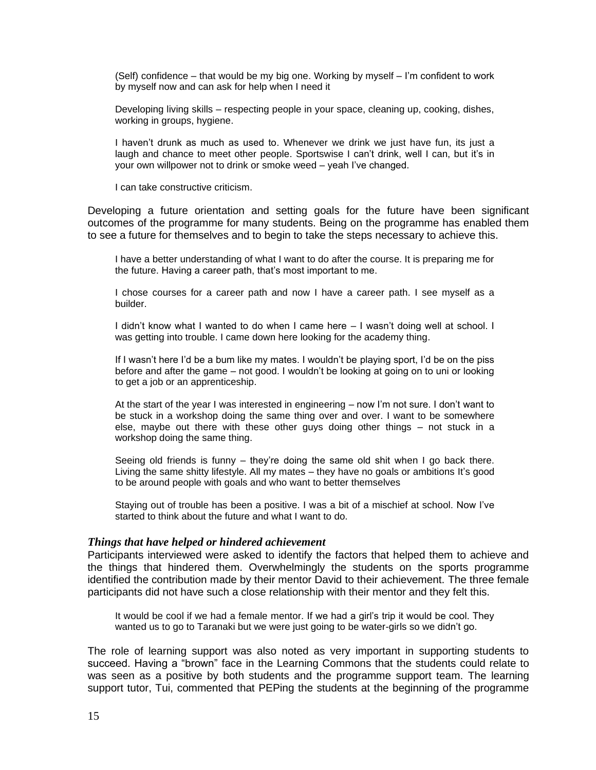> (Self) confidence – that would be my big one. Working by myself – I'm confident to work by myself now and can ask for help when I need it

> Developing living skills – respecting people in your space, cleaning up, cooking, dishes, working in groups, hygiene.

> I haven't drunk as much as used to. Whenever we drink we just have fun, its just a laugh and chance to meet other people. Sportswise I can't drink, well I can, but it's in your own willpower not to drink or smoke weed – yeah I've changed.

> I can take constructive criticism.

Developing a future orientation and setting goals for the future have been significant outcomes of the programme for many students. Being on the programme has enabled them to see a future for themselves and to begin to take the steps necessary to achieve this.

> I have a better understanding of what I want to do after the course. It is preparing me for the future. Having a career path, that's most important to me.

> I chose courses for a career path and now I have a career path. I see myself as a builder.

> I didn't know what I wanted to do when I came here – I wasn't doing well at school. I was getting into trouble. I came down here looking for the academy thing.

> If I wasn't here I'd be a bum like my mates. I wouldn't be playing sport, I'd be on the piss before and after the game – not good. I wouldn't be looking at going on to uni or looking to get a job or an apprenticeship.

> At the start of the year I was interested in engineering – now I'm not sure. I don't want to be stuck in a workshop doing the same thing over and over. I want to be somewhere else, maybe out there with these other guys doing other things – not stuck in a workshop doing the same thing.

> Seeing old friends is funny – they're doing the same old shit when I go back there. Living the same shitty lifestyle. All my mates – they have no goals or ambitions It's good to be around people with goals and who want to better themselves

> Staying out of trouble has been a positive. I was a bit of a mischief at school. Now I've started to think about the future and what I want to do.

### *Things that have helped or hindered achievement*

Participants interviewed were asked to identify the factors that helped them to achieve and the things that hindered them. Overwhelmingly the students on the sports programme identified the contribution made by their mentor David to their achievement. The three female participants did not have such a close relationship with their mentor and they felt this.

> It would be cool if we had a female mentor. If we had a girl's trip it would be cool. They wanted us to go to Taranaki but we were just going to be water-girls so we didn't go.

The role of learning support was also noted as very important in supporting students to succeed. Having a "brown" face in the Learning Commons that the students could relate to was seen as a positive by both students and the programme support team. The learning support tutor, Tui, commented that PEPing the students at the beginning of the programme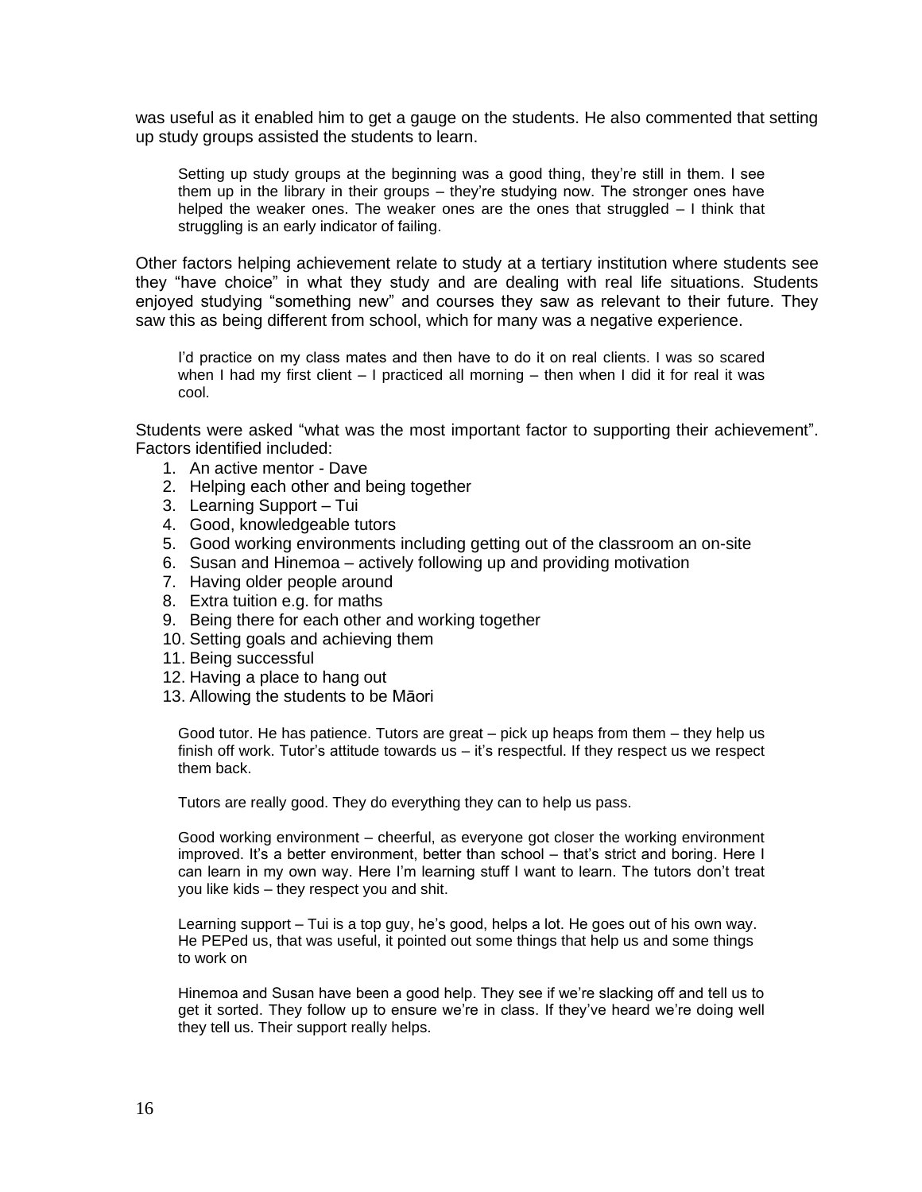was useful as it enabled him to get a gauge on the students. He also commented that setting up study groups assisted the students to learn.

> Setting up study groups at the beginning was a good thing, they're still in them. I see them up in the library in their groups – they're studying now. The stronger ones have helped the weaker ones. The weaker ones are the ones that struggled – I think that struggling is an early indicator of failing.

Other factors helping achievement relate to study at a tertiary institution where students see they "have choice" in what they study and are dealing with real life situations. Students enjoyed studying "something new" and courses they saw as relevant to their future. They saw this as being different from school, which for many was a negative experience.

> I'd practice on my class mates and then have to do it on real clients. I was so scared when I had my first client – I practiced all morning – then when I did it for real it was cool.

Students were asked "what was the most important factor to supporting their achievement". Factors identified included:

1. An active mentor - Dave
2. Helping each other and being together
3. Learning Support – Tui
4. Good, knowledgeable tutors
5. Good working environments including getting out of the classroom an on-site
6. Susan and Hinemoa – actively following up and providing motivation
7. Having older people around
8. Extra tuition e.g. for maths
9. Being there for each other and working together
10. Setting goals and achieving them
11. Being successful
12. Having a place to hang out
13. Allowing the students to be Māori

> Good tutor. He has patience. Tutors are great – pick up heaps from them – they help us finish off work. Tutor's attitude towards us – it's respectful. If they respect us we respect them back.
>
> Tutors are really good. They do everything they can to help us pass.
>
> Good working environment – cheerful, as everyone got closer the working environment improved. It's a better environment, better than school – that's strict and boring. Here I can learn in my own way. Here I'm learning stuff I want to learn. The tutors don't treat you like kids – they respect you and shit.
>
> Learning support – Tui is a top guy, he's good, helps a lot. He goes out of his own way. He PEPed us, that was useful, it pointed out some things that help us and some things to work on
>
> Hinemoa and Susan have been a good help. They see if we're slacking off and tell us to get it sorted. They follow up to ensure we're in class. If they've heard we're doing well they tell us. Their support really helps.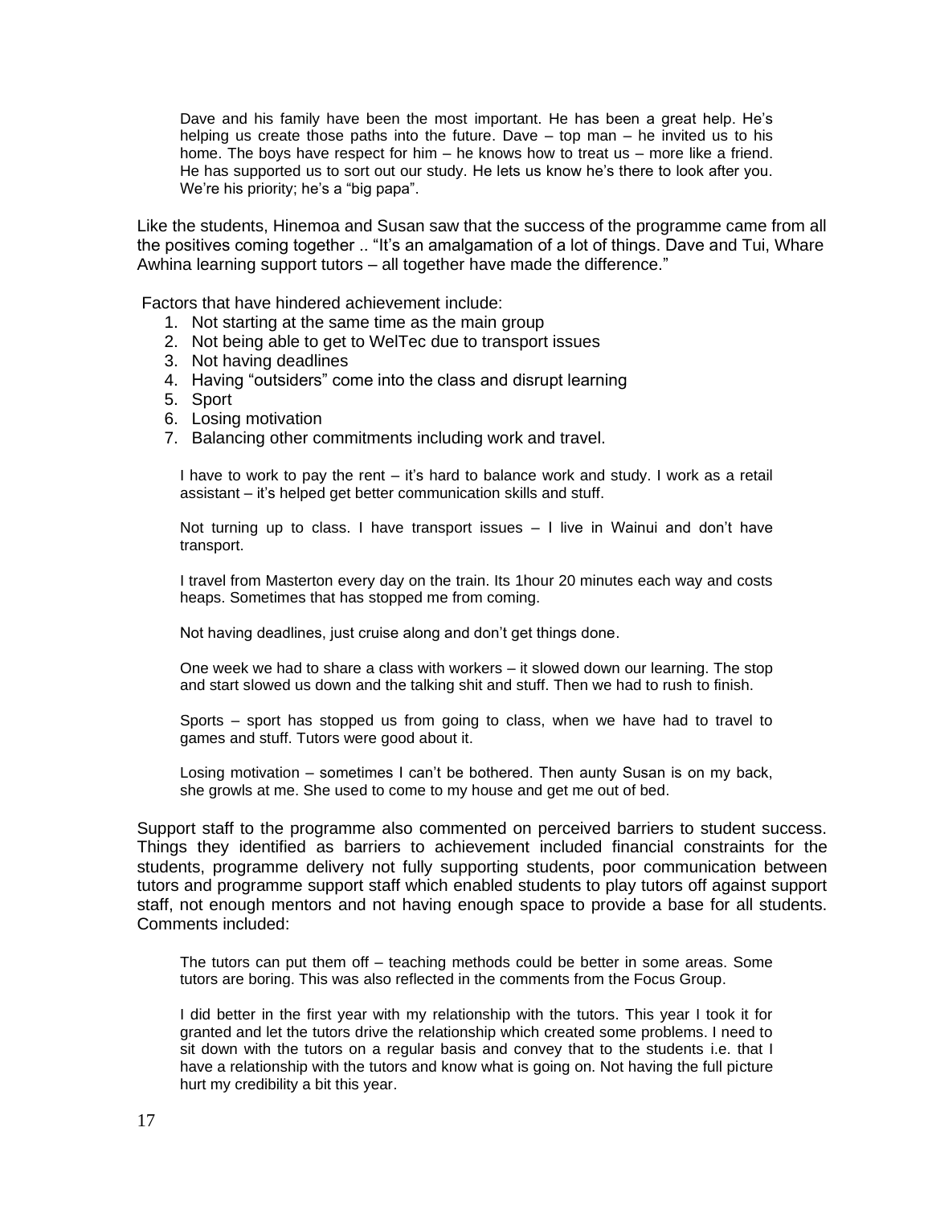> Dave and his family have been the most important. He has been a great help. He's helping us create those paths into the future. Dave – top man – he invited us to his home. The boys have respect for him – he knows how to treat us – more like a friend. He has supported us to sort out our study. He lets us know he's there to look after you. We're his priority; he's a "big papa".

Like the students, Hinemoa and Susan saw that the success of the programme came from all the positives coming together .. "It's an amalgamation of a lot of things. Dave and Tui, Whare Awhina learning support tutors – all together have made the difference."

Factors that have hindered achievement include:

1. Not starting at the same time as the main group
2. Not being able to get to WelTec due to transport issues
3. Not having deadlines
4. Having "outsiders" come into the class and disrupt learning
5. Sport
6. Losing motivation
7. Balancing other commitments including work and travel.

> I have to work to pay the rent – it's hard to balance work and study. I work as a retail assistant – it's helped get better communication skills and stuff.
>
> Not turning up to class. I have transport issues – I live in Wainui and don't have transport.
>
> I travel from Masterton every day on the train. Its 1hour 20 minutes each way and costs heaps. Sometimes that has stopped me from coming.
>
> Not having deadlines, just cruise along and don't get things done.
>
> One week we had to share a class with workers – it slowed down our learning. The stop and start slowed us down and the talking shit and stuff. Then we had to rush to finish.
>
> Sports – sport has stopped us from going to class, when we have had to travel to games and stuff. Tutors were good about it.
>
> Losing motivation – sometimes I can't be bothered. Then aunty Susan is on my back, she growls at me. She used to come to my house and get me out of bed.

Support staff to the programme also commented on perceived barriers to student success. Things they identified as barriers to achievement included financial constraints for the students, programme delivery not fully supporting students, poor communication between tutors and programme support staff which enabled students to play tutors off against support staff, not enough mentors and not having enough space to provide a base for all students. Comments included:

> The tutors can put them off – teaching methods could be better in some areas. Some tutors are boring. This was also reflected in the comments from the Focus Group.
>
> I did better in the first year with my relationship with the tutors. This year I took it for granted and let the tutors drive the relationship which created some problems. I need to sit down with the tutors on a regular basis and convey that to the students i.e. that I have a relationship with the tutors and know what is going on. Not having the full picture hurt my credibility a bit this year.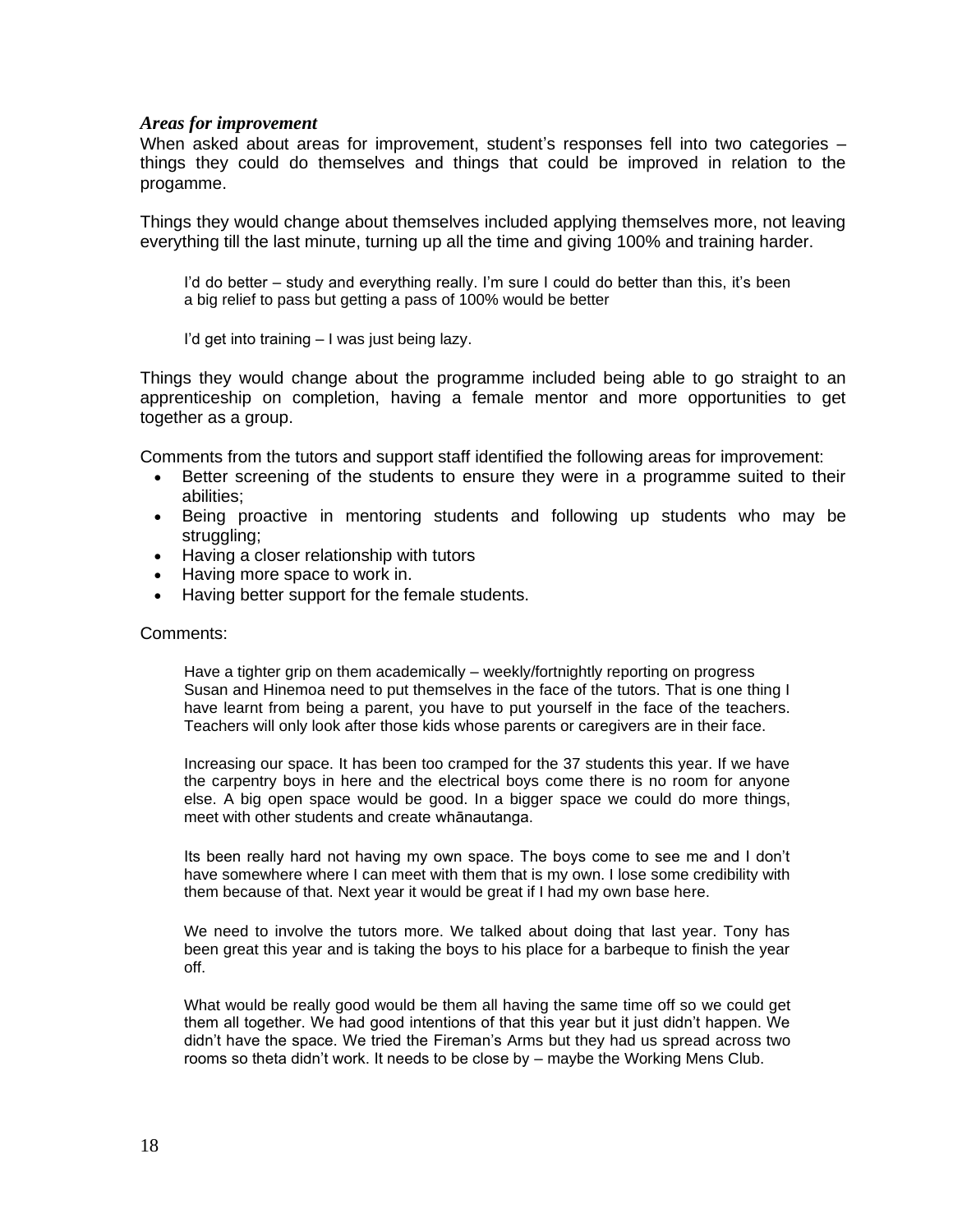### *Areas for improvement*

When asked about areas for improvement, student's responses fell into two categories – things they could do themselves and things that could be improved in relation to the progamme.

Things they would change about themselves included applying themselves more, not leaving everything till the last minute, turning up all the time and giving 100% and training harder.

> I'd do better – study and everything really. I'm sure I could do better than this, it's been a big relief to pass but getting a pass of 100% would be better

> I'd get into training – I was just being lazy.

Things they would change about the programme included being able to go straight to an apprenticeship on completion, having a female mentor and more opportunities to get together as a group.

Comments from the tutors and support staff identified the following areas for improvement:

- Better screening of the students to ensure they were in a programme suited to their abilities;
- Being proactive in mentoring students and following up students who may be struggling;
- Having a closer relationship with tutors
- Having more space to work in.
- Having better support for the female students.

Comments:

> Have a tighter grip on them academically – weekly/fortnightly reporting on progress
> Susan and Hinemoa need to put themselves in the face of the tutors. That is one thing I have learnt from being a parent, you have to put yourself in the face of the teachers. Teachers will only look after those kids whose parents or caregivers are in their face.

> Increasing our space. It has been too cramped for the 37 students this year. If we have the carpentry boys in here and the electrical boys come there is no room for anyone else. A big open space would be good. In a bigger space we could do more things, meet with other students and create whānautanga.

> Its been really hard not having my own space. The boys come to see me and I don't have somewhere where I can meet with them that is my own. I lose some credibility with them because of that. Next year it would be great if I had my own base here.

> We need to involve the tutors more. We talked about doing that last year. Tony has been great this year and is taking the boys to his place for a barbeque to finish the year off.

> What would be really good would be them all having the same time off so we could get them all together. We had good intentions of that this year but it just didn't happen. We didn't have the space. We tried the Fireman's Arms but they had us spread across two rooms so theta didn't work. It needs to be close by – maybe the Working Mens Club.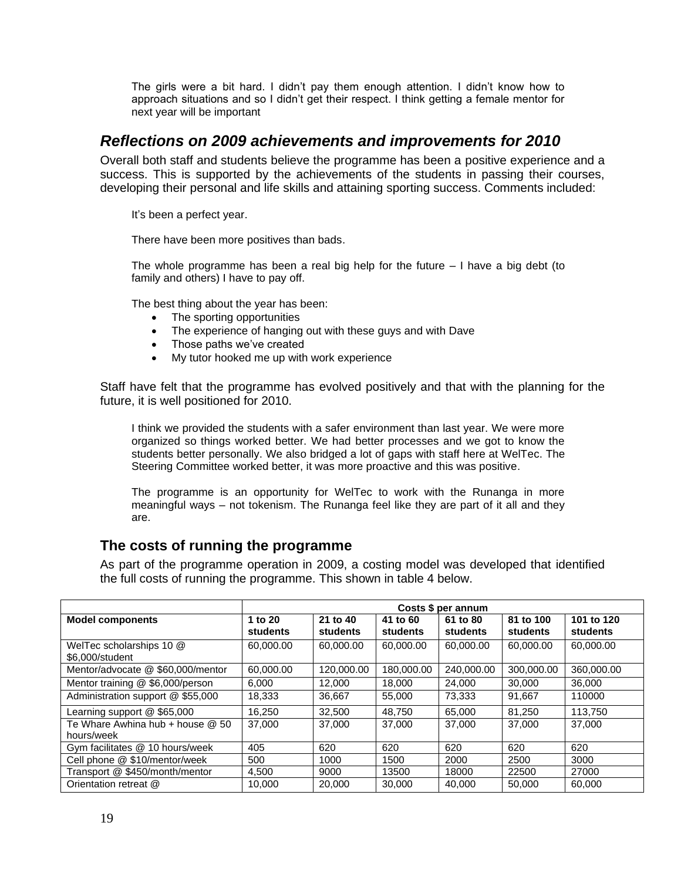The girls were a bit hard. I didn't pay them enough attention. I didn't know how to approach situations and so I didn't get their respect. I think getting a female mentor for next year will be important

## *Reflections on 2009 achievements and improvements for 2010*

Overall both staff and students believe the programme has been a positive experience and a success. This is supported by the achievements of the students in passing their courses, developing their personal and life skills and attaining sporting success. Comments included:

It's been a perfect year.

There have been more positives than bads.

The whole programme has been a real big help for the future – I have a big debt (to family and others) I have to pay off.

The best thing about the year has been:

- The sporting opportunities
- The experience of hanging out with these guys and with Dave
- Those paths we've created
- My tutor hooked me up with work experience

Staff have felt that the programme has evolved positively and that with the planning for the future, it is well positioned for 2010.

I think we provided the students with a safer environment than last year. We were more organized so things worked better. We had better processes and we got to know the students better personally. We also bridged a lot of gaps with staff here at WelTec. The Steering Committee worked better, it was more proactive and this was positive.

The programme is an opportunity for WelTec to work with the Runanga in more meaningful ways – not tokenism. The Runanga feel like they are part of it all and they are.

### The costs of running the programme

As part of the programme operation in 2009, a costing model was developed that identified the full costs of running the programme. This shown in table 4 below.

| | Costs $ per annum | | | | | |
|---|---|---|---|---|---|---|
| **Model components** | **1 to 20 students** | **21 to 40 students** | **41 to 60 students** | **61 to 80 students** | **81 to 100 students** | **101 to 120 students** |
| WelTec scholarships 10 @ $6,000/student | 60,000.00 | 60,000.00 | 60,000.00 | 60,000.00 | 60,000.00 | 60,000.00 |
| Mentor/advocate @ $60,000/mentor | 60,000.00 | 120,000.00 | 180,000.00 | 240,000.00 | 300,000.00 | 360,000.00 |
| Mentor training @ $6,000/person | 6,000 | 12,000 | 18,000 | 24,000 | 30,000 | 36,000 |
| Administration support @ $55,000 | 18,333 | 36,667 | 55,000 | 73,333 | 91,667 | 110000 |
| Learning support @ $65,000 | 16,250 | 32,500 | 48,750 | 65,000 | 81,250 | 113,750 |
| Te Whare Awhina hub + house @ 50 hours/week | 37,000 | 37,000 | 37,000 | 37,000 | 37,000 | 37,000 |
| Gym facilitates @ 10 hours/week | 405 | 620 | 620 | 620 | 620 | 620 |
| Cell phone @ $10/mentor/week | 500 | 1000 | 1500 | 2000 | 2500 | 3000 |
| Transport @ $450/month/mentor | 4,500 | 9000 | 13500 | 18000 | 22500 | 27000 |
| Orientation retreat @ | 10,000 | 20,000 | 30,000 | 40,000 | 50,000 | 60,000 |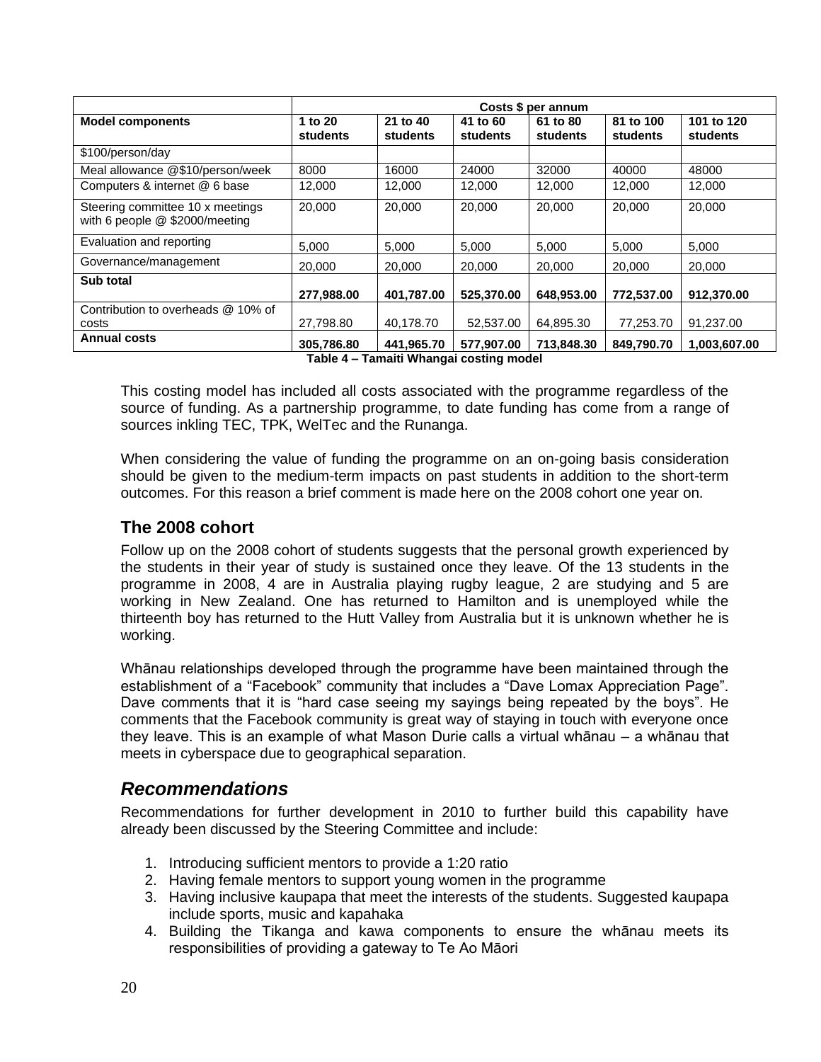| | Costs $ per annum | | | | | |
|---|---|---|---|---|---|---|
| **Model components** | **1 to 20 students** | **21 to 40 students** | **41 to 60 students** | **61 to 80 students** | **81 to 100 students** | **101 to 120 students** |
| $100/person/day | | | | | | |
| Meal allowance @$10/person/week | 8000 | 16000 | 24000 | 32000 | 40000 | 48000 |
| Computers & internet @ 6 base | 12,000 | 12,000 | 12,000 | 12,000 | 12,000 | 12,000 |
| Steering committee 10 x meetings with 6 people @ $2000/meeting | 20,000 | 20,000 | 20,000 | 20,000 | 20,000 | 20,000 |
| Evaluation and reporting | 5,000 | 5,000 | 5,000 | 5,000 | 5,000 | 5,000 |
| Governance/management | 20,000 | 20,000 | 20,000 | 20,000 | 20,000 | 20,000 |
| **Sub total** | **277,988.00** | **401,787.00** | **525,370.00** | **648,953.00** | **772,537.00** | **912,370.00** |
| Contribution to overheads @ 10% of costs | 27,798.80 | 40,178.70 | 52,537.00 | 64,895.30 | 77,253.70 | 91,237.00 |
| **Annual costs** | **305,786.80** | **441,965.70** | **577,907.00** | **713,848.30** | **849,790.70** | **1,003,607.00** |

**Table 4 – Tamaiti Whangai costing model**

This costing model has included all costs associated with the programme regardless of the source of funding. As a partnership programme, to date funding has come from a range of sources inkling TEC, TPK, WelTec and the Runanga.

When considering the value of funding the programme on an on-going basis consideration should be given to the medium-term impacts on past students in addition to the short-term outcomes. For this reason a brief comment is made here on the 2008 cohort one year on.

## The 2008 cohort

Follow up on the 2008 cohort of students suggests that the personal growth experienced by the students in their year of study is sustained once they leave. Of the 13 students in the programme in 2008, 4 are in Australia playing rugby league, 2 are studying and 5 are working in New Zealand. One has returned to Hamilton and is unemployed while the thirteenth boy has returned to the Hutt Valley from Australia but it is unknown whether he is working.

Whānau relationships developed through the programme have been maintained through the establishment of a “Facebook” community that includes a “Dave Lomax Appreciation Page”. Dave comments that it is “hard case seeing my sayings being repeated by the boys”. He comments that the Facebook community is great way of staying in touch with everyone once they leave. This is an example of what Mason Durie calls a virtual whānau – a whānau that meets in cyberspace due to geographical separation.

## *Recommendations*

Recommendations for further development in 2010 to further build this capability have already been discussed by the Steering Committee and include:

1. Introducing sufficient mentors to provide a 1:20 ratio
2. Having female mentors to support young women in the programme
3. Having inclusive kaupapa that meet the interests of the students. Suggested kaupapa include sports, music and kapahaka
4. Building the Tikanga and kawa components to ensure the whānau meets its responsibilities of providing a gateway to Te Ao Māori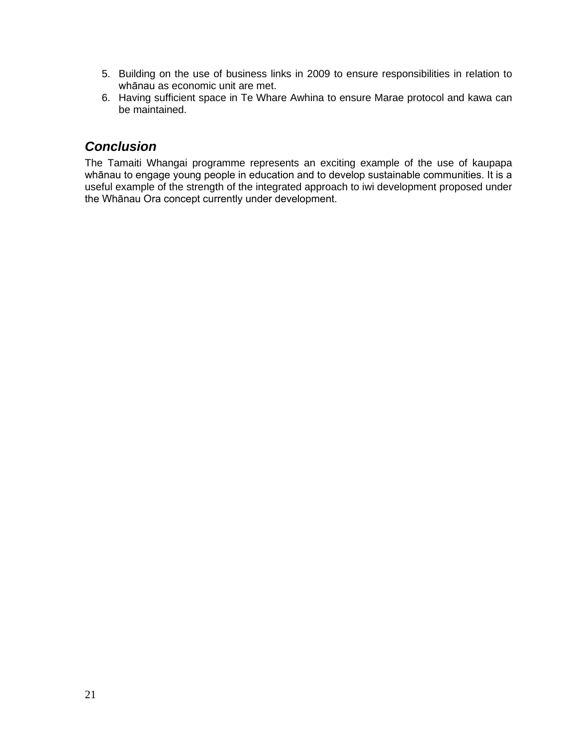5. Building on the use of business links in 2009 to ensure responsibilities in relation to whānau as economic unit are met.
6. Having sufficient space in Te Whare Awhina to ensure Marae protocol and kawa can be maintained.

## *Conclusion*

The Tamaiti Whangai programme represents an exciting example of the use of kaupapa whānau to engage young people in education and to develop sustainable communities. It is a useful example of the strength of the integrated approach to iwi development proposed under the Whānau Ora concept currently under development.